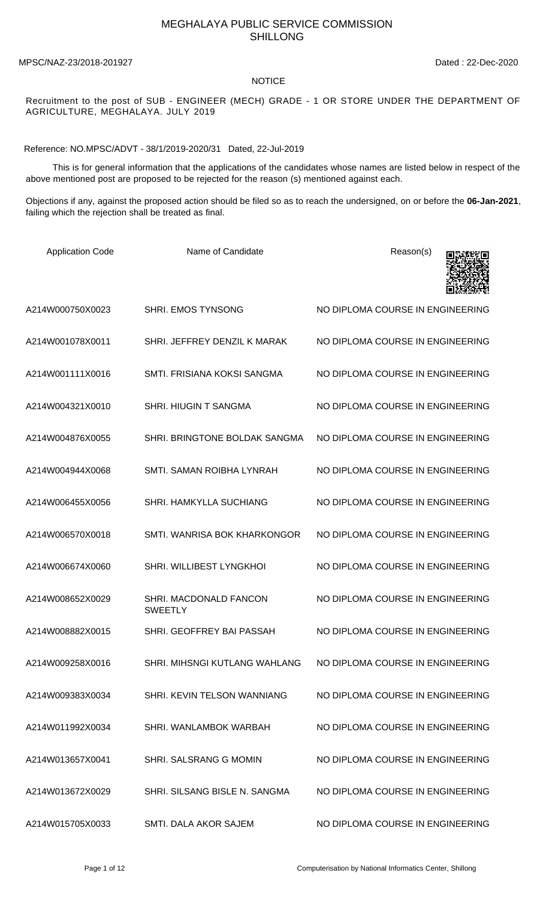# MEGHALAYA PUBLIC SERVICE COMMISSION
## SHILLONG

MPSC/NAZ-23/2018-201927 Dated : 22-Dec-2020

**NOTICE**

Recruitment to the post of SUB - ENGINEER (MECH) GRADE - 1 OR STORE UNDER THE DEPARTMENT OF AGRICULTURE, MEGHALAYA. JULY 2019

Reference: NO.MPSC/ADVT - 38/1/2019-2020/31 Dated, 22-Jul-2019

This is for general information that the applications of the candidates whose names are listed below in respect of the above mentioned post are proposed to be rejected for the reason (s) mentioned against each.

Objections if any, against the proposed action should be filed so as to reach the undersigned, on or before the **06-Jan-2021**, failing which the rejection shall be treated as final.

| Application Code | Name of Candidate | Reason(s) |
|---|---|---|
| A214W000750X0023 | SHRI. EMOS TYNSONG | NO DIPLOMA COURSE IN ENGINEERING |
| A214W001078X0011 | SHRI. JEFFREY DENZIL K MARAK | NO DIPLOMA COURSE IN ENGINEERING |
| A214W001111X0016 | SMTI. FRISIANA KOKSI SANGMA | NO DIPLOMA COURSE IN ENGINEERING |
| A214W004321X0010 | SHRI. HIUGIN T SANGMA | NO DIPLOMA COURSE IN ENGINEERING |
| A214W004876X0055 | SHRI. BRINGTONE BOLDAK SANGMA | NO DIPLOMA COURSE IN ENGINEERING |
| A214W004944X0068 | SMTI. SAMAN ROIBHA LYNRAH | NO DIPLOMA COURSE IN ENGINEERING |
| A214W006455X0056 | SHRI. HAMKYLLA SUCHIANG | NO DIPLOMA COURSE IN ENGINEERING |
| A214W006570X0018 | SMTI. WANRISA BOK KHARKONGOR | NO DIPLOMA COURSE IN ENGINEERING |
| A214W006674X0060 | SHRI. WILLIBEST LYNGKHOI | NO DIPLOMA COURSE IN ENGINEERING |
| A214W008652X0029 | SHRI. MACDONALD FANCON SWEETLY | NO DIPLOMA COURSE IN ENGINEERING |
| A214W008882X0015 | SHRI. GEOFFREY BAI PASSAH | NO DIPLOMA COURSE IN ENGINEERING |
| A214W009258X0016 | SHRI. MIHSNGI KUTLANG WAHLANG | NO DIPLOMA COURSE IN ENGINEERING |
| A214W009383X0034 | SHRI. KEVIN TELSON WANNIANG | NO DIPLOMA COURSE IN ENGINEERING |
| A214W011992X0034 | SHRI. WANLAMBOK WARBAH | NO DIPLOMA COURSE IN ENGINEERING |
| A214W013657X0041 | SHRI. SALSRANG G MOMIN | NO DIPLOMA COURSE IN ENGINEERING |
| A214W013672X0029 | SHRI. SILSANG BISLE N. SANGMA | NO DIPLOMA COURSE IN ENGINEERING |
| A214W015705X0033 | SMTI. DALA AKOR SAJEM | NO DIPLOMA COURSE IN ENGINEERING |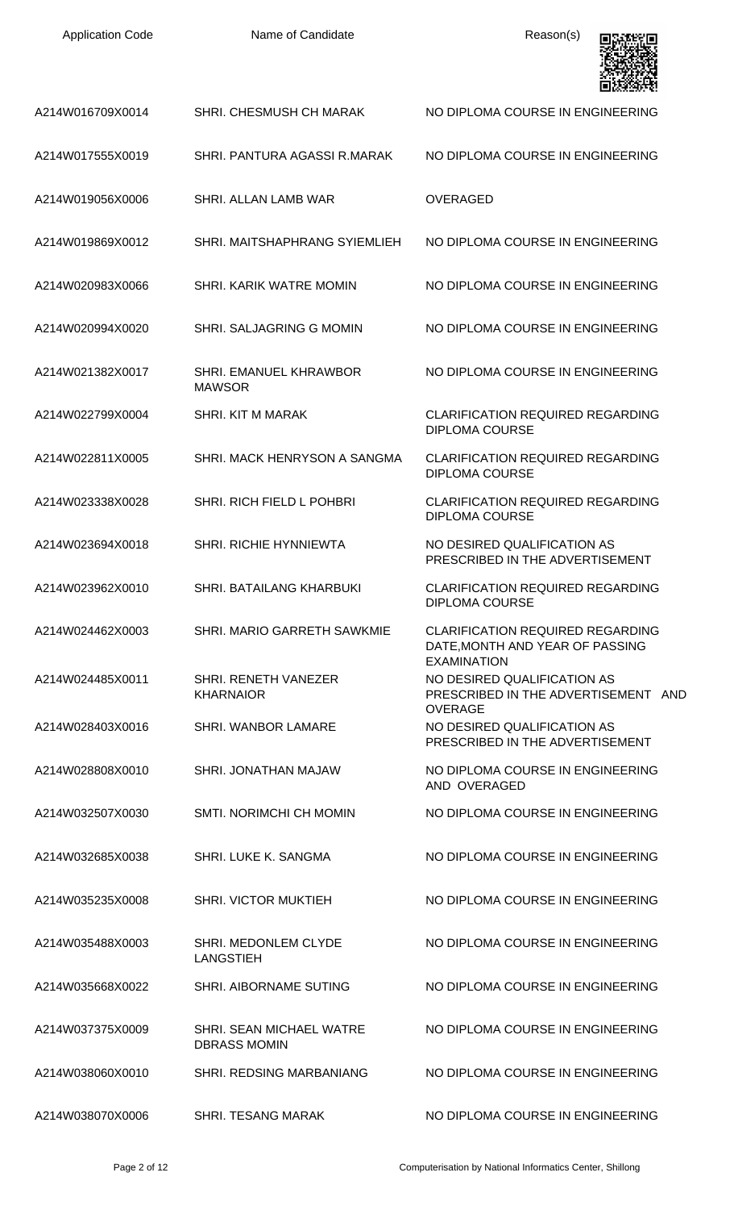| Application Code | Name of Candidate | Reason(s) |
|---|---|---|
| A214W016709X0014 | SHRI. CHESMUSH CH MARAK | NO DIPLOMA COURSE IN ENGINEERING |
| A214W017555X0019 | SHRI. PANTURA AGASSI R.MARAK | NO DIPLOMA COURSE IN ENGINEERING |
| A214W019056X0006 | SHRI. ALLAN LAMB WAR | OVERAGED |
| A214W019869X0012 | SHRI. MAITSHAPHRANG SYIEMLIEH | NO DIPLOMA COURSE IN ENGINEERING |
| A214W020983X0066 | SHRI. KARIK WATRE MOMIN | NO DIPLOMA COURSE IN ENGINEERING |
| A214W020994X0020 | SHRI. SALJAGRING G MOMIN | NO DIPLOMA COURSE IN ENGINEERING |
| A214W021382X0017 | SHRI. EMANUEL KHRAWBOR MAWSOR | NO DIPLOMA COURSE IN ENGINEERING |
| A214W022799X0004 | SHRI. KIT M MARAK | CLARIFICATION REQUIRED REGARDING DIPLOMA COURSE |
| A214W022811X0005 | SHRI. MACK HENRYSON A SANGMA | CLARIFICATION REQUIRED REGARDING DIPLOMA COURSE |
| A214W023338X0028 | SHRI. RICH FIELD L POHBRI | CLARIFICATION REQUIRED REGARDING DIPLOMA COURSE |
| A214W023694X0018 | SHRI. RICHIE HYNNIEWTA | NO DESIRED QUALIFICATION AS PRESCRIBED IN THE ADVERTISEMENT |
| A214W023962X0010 | SHRI. BATAILANG KHARBUKI | CLARIFICATION REQUIRED REGARDING DIPLOMA COURSE |
| A214W024462X0003 | SHRI. MARIO GARRETH SAWKMIE | CLARIFICATION REQUIRED REGARDING DATE,MONTH AND YEAR OF PASSING EXAMINATION |
| A214W024485X0011 | SHRI. RENETH VANEZER KHARNAIOR | NO DESIRED QUALIFICATION AS PRESCRIBED IN THE ADVERTISEMENT AND OVERAGE |
| A214W028403X0016 | SHRI. WANBOR LAMARE | NO DESIRED QUALIFICATION AS PRESCRIBED IN THE ADVERTISEMENT |
| A214W028808X0010 | SHRI. JONATHAN MAJAW | NO DIPLOMA COURSE IN ENGINEERING AND OVERAGED |
| A214W032507X0030 | SMTI. NORIMCHI CH MOMIN | NO DIPLOMA COURSE IN ENGINEERING |
| A214W032685X0038 | SHRI. LUKE K. SANGMA | NO DIPLOMA COURSE IN ENGINEERING |
| A214W035235X0008 | SHRI. VICTOR MUKTIEH | NO DIPLOMA COURSE IN ENGINEERING |
| A214W035488X0003 | SHRI. MEDONLEM CLYDE LANGSTIEH | NO DIPLOMA COURSE IN ENGINEERING |
| A214W035668X0022 | SHRI. AIBORNAME SUTING | NO DIPLOMA COURSE IN ENGINEERING |
| A214W037375X0009 | SHRI. SEAN MICHAEL WATRE DBRASS MOMIN | NO DIPLOMA COURSE IN ENGINEERING |
| A214W038060X0010 | SHRI. REDSING MARBANIANG | NO DIPLOMA COURSE IN ENGINEERING |
| A214W038070X0006 | SHRI. TESANG MARAK | NO DIPLOMA COURSE IN ENGINEERING |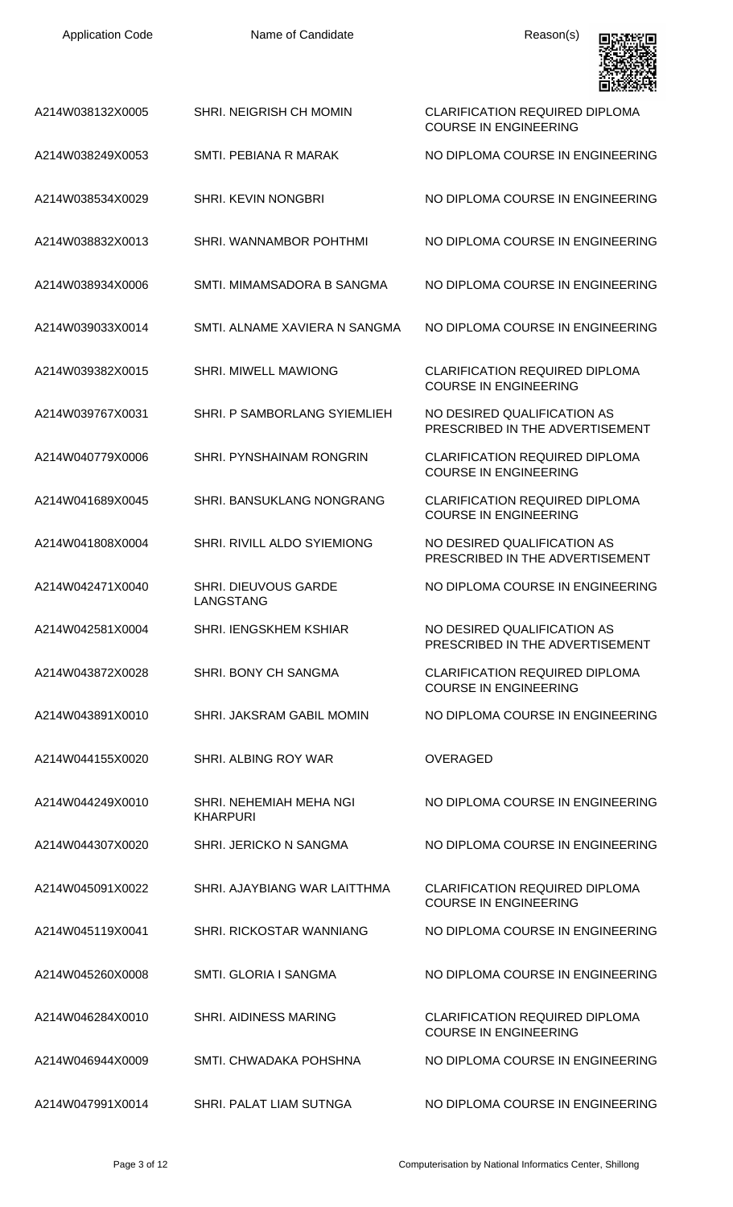| Application Code | Name of Candidate | Reason(s) |
|---|---|---|
| A214W038132X0005 | SHRI. NEIGRISH CH MOMIN | CLARIFICATION REQUIRED DIPLOMA COURSE IN ENGINEERING |
| A214W038249X0053 | SMTI. PEBIANA R MARAK | NO DIPLOMA COURSE IN ENGINEERING |
| A214W038534X0029 | SHRI. KEVIN NONGBRI | NO DIPLOMA COURSE IN ENGINEERING |
| A214W038832X0013 | SHRI. WANNAMBOR POHTHMI | NO DIPLOMA COURSE IN ENGINEERING |
| A214W038934X0006 | SMTI. MIMAMSADORA B SANGMA | NO DIPLOMA COURSE IN ENGINEERING |
| A214W039033X0014 | SMTI. ALNAME XAVIERA N SANGMA | NO DIPLOMA COURSE IN ENGINEERING |
| A214W039382X0015 | SHRI. MIWELL MAWIONG | CLARIFICATION REQUIRED DIPLOMA COURSE IN ENGINEERING |
| A214W039767X0031 | SHRI. P SAMBORLANG SYIEMLIEH | NO DESIRED QUALIFICATION AS PRESCRIBED IN THE ADVERTISEMENT |
| A214W040779X0006 | SHRI. PYNSHAINAM RONGRIN | CLARIFICATION REQUIRED DIPLOMA COURSE IN ENGINEERING |
| A214W041689X0045 | SHRI. BANSUKLANG NONGRANG | CLARIFICATION REQUIRED DIPLOMA COURSE IN ENGINEERING |
| A214W041808X0004 | SHRI. RIVILL ALDO SYIEMIONG | NO DESIRED QUALIFICATION AS PRESCRIBED IN THE ADVERTISEMENT |
| A214W042471X0040 | SHRI. DIEUVOUS GARDE LANGSTANG | NO DIPLOMA COURSE IN ENGINEERING |
| A214W042581X0004 | SHRI. IENGSKHEM KSHIAR | NO DESIRED QUALIFICATION AS PRESCRIBED IN THE ADVERTISEMENT |
| A214W043872X0028 | SHRI. BONY CH SANGMA | CLARIFICATION REQUIRED DIPLOMA COURSE IN ENGINEERING |
| A214W043891X0010 | SHRI. JAKSRAM GABIL MOMIN | NO DIPLOMA COURSE IN ENGINEERING |
| A214W044155X0020 | SHRI. ALBING ROY WAR | OVERAGED |
| A214W044249X0010 | SHRI. NEHEMIAH MEHA NGI KHARPURI | NO DIPLOMA COURSE IN ENGINEERING |
| A214W044307X0020 | SHRI. JERICKO N SANGMA | NO DIPLOMA COURSE IN ENGINEERING |
| A214W045091X0022 | SHRI. AJAYBIANG WAR LAITTHMA | CLARIFICATION REQUIRED DIPLOMA COURSE IN ENGINEERING |
| A214W045119X0041 | SHRI. RICKOSTAR WANNIANG | NO DIPLOMA COURSE IN ENGINEERING |
| A214W045260X0008 | SMTI. GLORIA I SANGMA | NO DIPLOMA COURSE IN ENGINEERING |
| A214W046284X0010 | SHRI. AIDINESS MARING | CLARIFICATION REQUIRED DIPLOMA COURSE IN ENGINEERING |
| A214W046944X0009 | SMTI. CHWADAKA POHSHNA | NO DIPLOMA COURSE IN ENGINEERING |
| A214W047991X0014 | SHRI. PALAT LIAM SUTNGA | NO DIPLOMA COURSE IN ENGINEERING |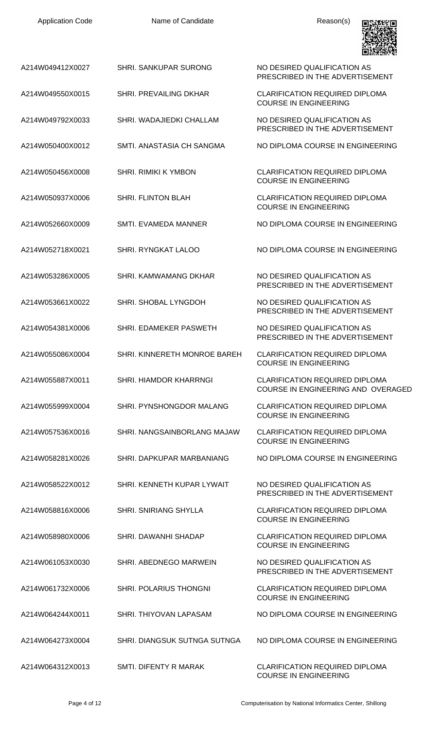| Application Code | Name of Candidate | Reason(s) |
|---|---|---|
| A214W049412X0027 | SHRI. SANKUPAR SURONG | NO DESIRED QUALIFICATION AS PRESCRIBED IN THE ADVERTISEMENT |
| A214W049550X0015 | SHRI. PREVAILING DKHAR | CLARIFICATION REQUIRED DIPLOMA COURSE IN ENGINEERING |
| A214W049792X0033 | SHRI. WADAJIEDKI CHALLAM | NO DESIRED QUALIFICATION AS PRESCRIBED IN THE ADVERTISEMENT |
| A214W050400X0012 | SMTI. ANASTASIA CH SANGMA | NO DIPLOMA COURSE IN ENGINEERING |
| A214W050456X0008 | SHRI. RIMIKI K YMBON | CLARIFICATION REQUIRED DIPLOMA COURSE IN ENGINEERING |
| A214W050937X0006 | SHRI. FLINTON BLAH | CLARIFICATION REQUIRED DIPLOMA COURSE IN ENGINEERING |
| A214W052660X0009 | SMTI. EVAMEDA MANNER | NO DIPLOMA COURSE IN ENGINEERING |
| A214W052718X0021 | SHRI. RYNGKAT LALOO | NO DIPLOMA COURSE IN ENGINEERING |
| A214W053286X0005 | SHRI. KAMWAMANG DKHAR | NO DESIRED QUALIFICATION AS PRESCRIBED IN THE ADVERTISEMENT |
| A214W053661X0022 | SHRI. SHOBAL LYNGDOH | NO DESIRED QUALIFICATION AS PRESCRIBED IN THE ADVERTISEMENT |
| A214W054381X0006 | SHRI. EDAMEKER PASWETH | NO DESIRED QUALIFICATION AS PRESCRIBED IN THE ADVERTISEMENT |
| A214W055086X0004 | SHRI. KINNERETH MONROE BAREH | CLARIFICATION REQUIRED DIPLOMA COURSE IN ENGINEERING |
| A214W055887X0011 | SHRI. HIAMDOR KHARRNGI | CLARIFICATION REQUIRED DIPLOMA COURSE IN ENGINEERING AND OVERAGED |
| A214W055999X0004 | SHRI. PYNSHONGDOR MALANG | CLARIFICATION REQUIRED DIPLOMA COURSE IN ENGINEERING |
| A214W057536X0016 | SHRI. NANGSAINBORLANG MAJAW | CLARIFICATION REQUIRED DIPLOMA COURSE IN ENGINEERING |
| A214W058281X0026 | SHRI. DAPKUPAR MARBANIANG | NO DIPLOMA COURSE IN ENGINEERING |
| A214W058522X0012 | SHRI. KENNETH KUPAR LYWAIT | NO DESIRED QUALIFICATION AS PRESCRIBED IN THE ADVERTISEMENT |
| A214W058816X0006 | SHRI. SNIRIANG SHYLLA | CLARIFICATION REQUIRED DIPLOMA COURSE IN ENGINEERING |
| A214W058980X0006 | SHRI. DAWANHI SHADAP | CLARIFICATION REQUIRED DIPLOMA COURSE IN ENGINEERING |
| A214W061053X0030 | SHRI. ABEDNEGO MARWEIN | NO DESIRED QUALIFICATION AS PRESCRIBED IN THE ADVERTISEMENT |
| A214W061732X0006 | SHRI. POLARIUS THONGNI | CLARIFICATION REQUIRED DIPLOMA COURSE IN ENGINEERING |
| A214W064244X0011 | SHRI. THIYOVAN LAPASAM | NO DIPLOMA COURSE IN ENGINEERING |
| A214W064273X0004 | SHRI. DIANGSUK SUTNGA SUTNGA | NO DIPLOMA COURSE IN ENGINEERING |
| A214W064312X0013 | SMTI. DIFENTY R MARAK | CLARIFICATION REQUIRED DIPLOMA COURSE IN ENGINEERING |

Computerisation by National Informatics Center, Shillong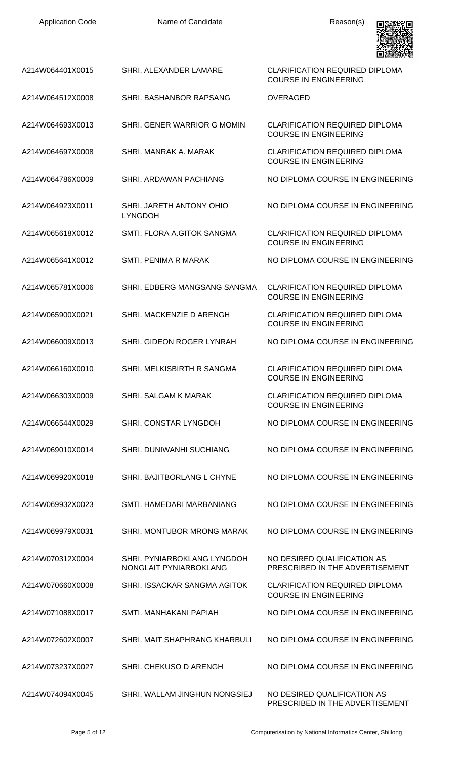| Application Code | Name of Candidate | Reason(s) |
|---|---|---|
| A214W064401X0015 | SHRI. ALEXANDER LAMARE | CLARIFICATION REQUIRED DIPLOMA COURSE IN ENGINEERING |
| A214W064512X0008 | SHRI. BASHANBOR RAPSANG | OVERAGED |
| A214W064693X0013 | SHRI. GENER WARRIOR G MOMIN | CLARIFICATION REQUIRED DIPLOMA COURSE IN ENGINEERING |
| A214W064697X0008 | SHRI. MANRAK A. MARAK | CLARIFICATION REQUIRED DIPLOMA COURSE IN ENGINEERING |
| A214W064786X0009 | SHRI. ARDAWAN PACHIANG | NO DIPLOMA COURSE IN ENGINEERING |
| A214W064923X0011 | SHRI. JARETH ANTONY OHIO LYNGDOH | NO DIPLOMA COURSE IN ENGINEERING |
| A214W065618X0012 | SMTI. FLORA A.GITOK SANGMA | CLARIFICATION REQUIRED DIPLOMA COURSE IN ENGINEERING |
| A214W065641X0012 | SMTI. PENIMA R MARAK | NO DIPLOMA COURSE IN ENGINEERING |
| A214W065781X0006 | SHRI. EDBERG MANGSANG SANGMA | CLARIFICATION REQUIRED DIPLOMA COURSE IN ENGINEERING |
| A214W065900X0021 | SHRI. MACKENZIE D ARENGH | CLARIFICATION REQUIRED DIPLOMA COURSE IN ENGINEERING |
| A214W066009X0013 | SHRI. GIDEON ROGER LYNRAH | NO DIPLOMA COURSE IN ENGINEERING |
| A214W066160X0010 | SHRI. MELKISBIRTH R SANGMA | CLARIFICATION REQUIRED DIPLOMA COURSE IN ENGINEERING |
| A214W066303X0009 | SHRI. SALGAM K MARAK | CLARIFICATION REQUIRED DIPLOMA COURSE IN ENGINEERING |
| A214W066544X0029 | SHRI. CONSTAR LYNGDOH | NO DIPLOMA COURSE IN ENGINEERING |
| A214W069010X0014 | SHRI. DUNIWANHI SUCHIANG | NO DIPLOMA COURSE IN ENGINEERING |
| A214W069920X0018 | SHRI. BAJITBORLANG L CHYNE | NO DIPLOMA COURSE IN ENGINEERING |
| A214W069932X0023 | SMTI. HAMEDARI MARBANIANG | NO DIPLOMA COURSE IN ENGINEERING |
| A214W069979X0031 | SHRI. MONTUBOR MRONG MARAK | NO DIPLOMA COURSE IN ENGINEERING |
| A214W070312X0004 | SHRI. PYNIARBOKLANG LYNGDOH NONGLAIT PYNIARBOKLANG | NO DESIRED QUALIFICATION AS PRESCRIBED IN THE ADVERTISEMENT |
| A214W070660X0008 | SHRI. ISSACKAR SANGMA AGITOK | CLARIFICATION REQUIRED DIPLOMA COURSE IN ENGINEERING |
| A214W071088X0017 | SMTI. MANHAKANI PAPIAH | NO DIPLOMA COURSE IN ENGINEERING |
| A214W072602X0007 | SHRI. MAIT SHAPHRANG KHARBULI | NO DIPLOMA COURSE IN ENGINEERING |
| A214W073237X0027 | SHRI. CHEKUSO D ARENGH | NO DIPLOMA COURSE IN ENGINEERING |
| A214W074094X0045 | SHRI. WALLAM JINGHUN NONGSIEJ | NO DESIRED QUALIFICATION AS PRESCRIBED IN THE ADVERTISEMENT |

Computerisation by National Informatics Center, Shillong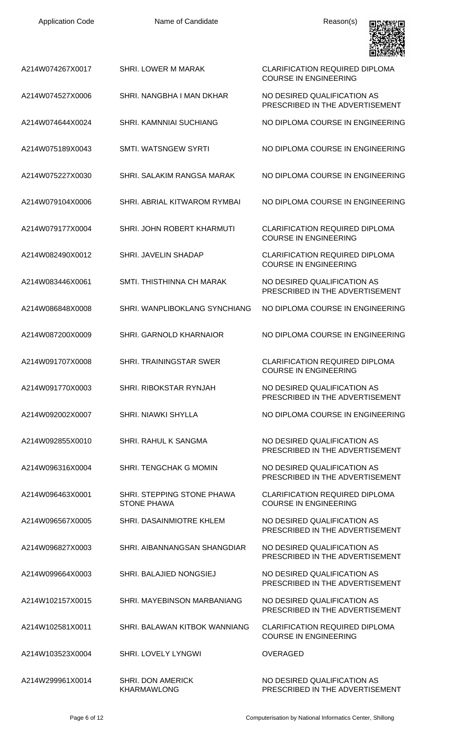| Application Code | Name of Candidate | Reason(s) |
|---|---|---|
| A214W074267X0017 | SHRI. LOWER M MARAK | CLARIFICATION REQUIRED DIPLOMA COURSE IN ENGINEERING |
| A214W074527X0006 | SHRI. NANGBHA I MAN DKHAR | NO DESIRED QUALIFICATION AS PRESCRIBED IN THE ADVERTISEMENT |
| A214W074644X0024 | SHRI. KAMNNIAI SUCHIANG | NO DIPLOMA COURSE IN ENGINEERING |
| A214W075189X0043 | SMTI. WATSNGEW SYRTI | NO DIPLOMA COURSE IN ENGINEERING |
| A214W075227X0030 | SHRI. SALAKIM RANGSA MARAK | NO DIPLOMA COURSE IN ENGINEERING |
| A214W079104X0006 | SHRI. ABRIAL KITWAROM RYMBAI | NO DIPLOMA COURSE IN ENGINEERING |
| A214W079177X0004 | SHRI. JOHN ROBERT KHARMUTI | CLARIFICATION REQUIRED DIPLOMA COURSE IN ENGINEERING |
| A214W082490X0012 | SHRI. JAVELIN SHADAP | CLARIFICATION REQUIRED DIPLOMA COURSE IN ENGINEERING |
| A214W083446X0061 | SMTI. THISTHINNA CH MARAK | NO DESIRED QUALIFICATION AS PRESCRIBED IN THE ADVERTISEMENT |
| A214W086848X0008 | SHRI. WANPLIBOKLANG SYNCHIANG | NO DIPLOMA COURSE IN ENGINEERING |
| A214W087200X0009 | SHRI. GARNOLD KHARNAIOR | NO DIPLOMA COURSE IN ENGINEERING |
| A214W091707X0008 | SHRI. TRAININGSTAR SWER | CLARIFICATION REQUIRED DIPLOMA COURSE IN ENGINEERING |
| A214W091770X0003 | SHRI. RIBOKSTAR RYNJAH | NO DESIRED QUALIFICATION AS PRESCRIBED IN THE ADVERTISEMENT |
| A214W092002X0007 | SHRI. NIAWKI SHYLLA | NO DIPLOMA COURSE IN ENGINEERING |
| A214W092855X0010 | SHRI. RAHUL K SANGMA | NO DESIRED QUALIFICATION AS PRESCRIBED IN THE ADVERTISEMENT |
| A214W096316X0004 | SHRI. TENGCHAK G MOMIN | NO DESIRED QUALIFICATION AS PRESCRIBED IN THE ADVERTISEMENT |
| A214W096463X0001 | SHRI. STEPPING STONE PHAWA STONE PHAWA | CLARIFICATION REQUIRED DIPLOMA COURSE IN ENGINEERING |
| A214W096567X0005 | SHRI. DASAINMIOTRE KHLEM | NO DESIRED QUALIFICATION AS PRESCRIBED IN THE ADVERTISEMENT |
| A214W096827X0003 | SHRI. AIBANNANGSAN SHANGDIAR | NO DESIRED QUALIFICATION AS PRESCRIBED IN THE ADVERTISEMENT |
| A214W099664X0003 | SHRI. BALAJIED NONGSIEJ | NO DESIRED QUALIFICATION AS PRESCRIBED IN THE ADVERTISEMENT |
| A214W102157X0015 | SHRI. MAYEBINSON MARBANIANG | NO DESIRED QUALIFICATION AS PRESCRIBED IN THE ADVERTISEMENT |
| A214W102581X0011 | SHRI. BALAWAN KITBOK WANNIANG | CLARIFICATION REQUIRED DIPLOMA COURSE IN ENGINEERING |
| A214W103523X0004 | SHRI. LOVELY LYNGWI | OVERAGED |
| A214W299961X0014 | SHRI. DON AMERICK KHARMAWLONG | NO DESIRED QUALIFICATION AS PRESCRIBED IN THE ADVERTISEMENT |

Computerisation by National Informatics Center, Shillong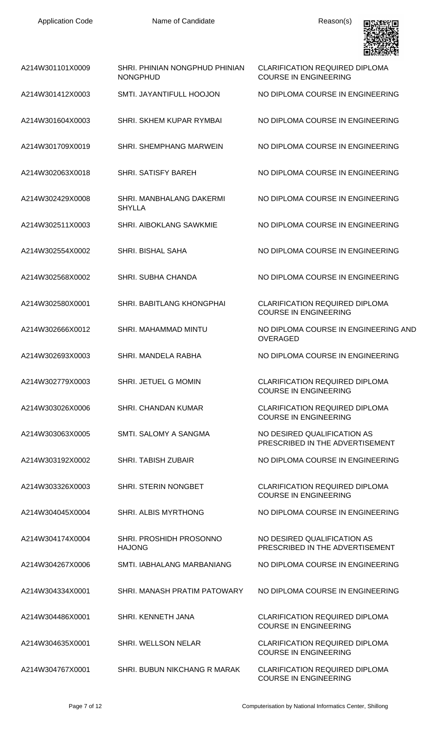| Application Code | Name of Candidate | Reason(s) |
|---|---|---|
| A214W301101X0009 | SHRI. PHINIAN NONGPHUD PHINIAN NONGPHUD | CLARIFICATION REQUIRED DIPLOMA COURSE IN ENGINEERING |
| A214W301412X0003 | SMTI. JAYANTIFULL HOOJON | NO DIPLOMA COURSE IN ENGINEERING |
| A214W301604X0003 | SHRI. SKHEM KUPAR RYMBAI | NO DIPLOMA COURSE IN ENGINEERING |
| A214W301709X0019 | SHRI. SHEMPHANG MARWEIN | NO DIPLOMA COURSE IN ENGINEERING |
| A214W302063X0018 | SHRI. SATISFY BAREH | NO DIPLOMA COURSE IN ENGINEERING |
| A214W302429X0008 | SHRI. MANBHALANG DAKERMI SHYLLA | NO DIPLOMA COURSE IN ENGINEERING |
| A214W302511X0003 | SHRI. AIBOKLANG SAWKMIE | NO DIPLOMA COURSE IN ENGINEERING |
| A214W302554X0002 | SHRI. BISHAL SAHA | NO DIPLOMA COURSE IN ENGINEERING |
| A214W302568X0002 | SHRI. SUBHA CHANDA | NO DIPLOMA COURSE IN ENGINEERING |
| A214W302580X0001 | SHRI. BABITLANG KHONGPHAI | CLARIFICATION REQUIRED DIPLOMA COURSE IN ENGINEERING |
| A214W302666X0012 | SHRI. MAHAMMAD MINTU | NO DIPLOMA COURSE IN ENGINEERING AND OVERAGED |
| A214W302693X0003 | SHRI. MANDELA RABHA | NO DIPLOMA COURSE IN ENGINEERING |
| A214W302779X0003 | SHRI. JETUEL G MOMIN | CLARIFICATION REQUIRED DIPLOMA COURSE IN ENGINEERING |
| A214W303026X0006 | SHRI. CHANDAN KUMAR | CLARIFICATION REQUIRED DIPLOMA COURSE IN ENGINEERING |
| A214W303063X0005 | SMTI. SALOMY A SANGMA | NO DESIRED QUALIFICATION AS PRESCRIBED IN THE ADVERTISEMENT |
| A214W303192X0002 | SHRI. TABISH ZUBAIR | NO DIPLOMA COURSE IN ENGINEERING |
| A214W303326X0003 | SHRI. STERIN NONGBET | CLARIFICATION REQUIRED DIPLOMA COURSE IN ENGINEERING |
| A214W304045X0004 | SHRI. ALBIS MYRTHONG | NO DIPLOMA COURSE IN ENGINEERING |
| A214W304174X0004 | SHRI. PROSHIDH PROSONNO HAJONG | NO DESIRED QUALIFICATION AS PRESCRIBED IN THE ADVERTISEMENT |
| A214W304267X0006 | SMTI. IABHALANG MARBANIANG | NO DIPLOMA COURSE IN ENGINEERING |
| A214W304334X0001 | SHRI. MANASH PRATIM PATOWARY | NO DIPLOMA COURSE IN ENGINEERING |
| A214W304486X0001 | SHRI. KENNETH JANA | CLARIFICATION REQUIRED DIPLOMA COURSE IN ENGINEERING |
| A214W304635X0001 | SHRI. WELLSON NELAR | CLARIFICATION REQUIRED DIPLOMA COURSE IN ENGINEERING |
| A214W304767X0001 | SHRI. BUBUN NIKCHANG R MARAK | CLARIFICATION REQUIRED DIPLOMA COURSE IN ENGINEERING |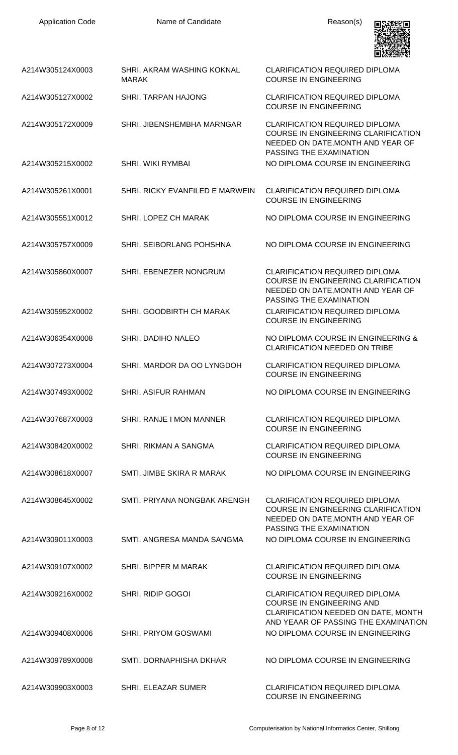| Application Code | Name of Candidate | Reason(s) |
|---|---|---|
| A214W305124X0003 | SHRI. AKRAM WASHING KOKNAL MARAK | CLARIFICATION REQUIRED DIPLOMA COURSE IN ENGINEERING |
| A214W305127X0002 | SHRI. TARPAN HAJONG | CLARIFICATION REQUIRED DIPLOMA COURSE IN ENGINEERING |
| A214W305172X0009 | SHRI. JIBENSHEMBHA MARNGAR | CLARIFICATION REQUIRED DIPLOMA COURSE IN ENGINEERING CLARIFICATION NEEDED ON DATE,MONTH AND YEAR OF PASSING THE EXAMINATION |
| A214W305215X0002 | SHRI. WIKI RYMBAI | NO DIPLOMA COURSE IN ENGINEERING |
| A214W305261X0001 | SHRI. RICKY EVANFILED E MARWEIN | CLARIFICATION REQUIRED DIPLOMA COURSE IN ENGINEERING |
| A214W305551X0012 | SHRI. LOPEZ CH MARAK | NO DIPLOMA COURSE IN ENGINEERING |
| A214W305757X0009 | SHRI. SEIBORLANG POHSHNA | NO DIPLOMA COURSE IN ENGINEERING |
| A214W305860X0007 | SHRI. EBENEZER NONGRUM | CLARIFICATION REQUIRED DIPLOMA COURSE IN ENGINEERING CLARIFICATION NEEDED ON DATE,MONTH AND YEAR OF PASSING THE EXAMINATION |
| A214W305952X0002 | SHRI. GOODBIRTH CH MARAK | CLARIFICATION REQUIRED DIPLOMA COURSE IN ENGINEERING |
| A214W306354X0008 | SHRI. DADIHO NALEO | NO DIPLOMA COURSE IN ENGINEERING & CLARIFICATION NEEDED ON TRIBE |
| A214W307273X0004 | SHRI. MARDOR DA OO LYNGDOH | CLARIFICATION REQUIRED DIPLOMA COURSE IN ENGINEERING |
| A214W307493X0002 | SHRI. ASIFUR RAHMAN | NO DIPLOMA COURSE IN ENGINEERING |
| A214W307687X0003 | SHRI. RANJE I MON MANNER | CLARIFICATION REQUIRED DIPLOMA COURSE IN ENGINEERING |
| A214W308420X0002 | SHRI. RIKMAN A SANGMA | CLARIFICATION REQUIRED DIPLOMA COURSE IN ENGINEERING |
| A214W308618X0007 | SMTI. JIMBE SKIRA R MARAK | NO DIPLOMA COURSE IN ENGINEERING |
| A214W308645X0002 | SMTI. PRIYANA NONGBAK ARENGH | CLARIFICATION REQUIRED DIPLOMA COURSE IN ENGINEERING CLARIFICATION NEEDED ON DATE,MONTH AND YEAR OF PASSING THE EXAMINATION |
| A214W309011X0003 | SMTI. ANGRESA MANDA SANGMA | NO DIPLOMA COURSE IN ENGINEERING |
| A214W309107X0002 | SHRI. BIPPER M MARAK | CLARIFICATION REQUIRED DIPLOMA COURSE IN ENGINEERING |
| A214W309216X0002 | SHRI. RIDIP GOGOI | CLARIFICATION REQUIRED DIPLOMA COURSE IN ENGINEERING AND CLARIFICATION NEEDED ON DATE, MONTH AND YEAAR OF PASSING THE EXAMINATION |
| A214W309408X0006 | SHRI. PRIYOM GOSWAMI | NO DIPLOMA COURSE IN ENGINEERING |
| A214W309789X0008 | SMTI. DORNAPHISHA DKHAR | NO DIPLOMA COURSE IN ENGINEERING |
| A214W309903X0003 | SHRI. ELEAZAR SUMER | CLARIFICATION REQUIRED DIPLOMA COURSE IN ENGINEERING |

Computerisation by National Informatics Center, Shillong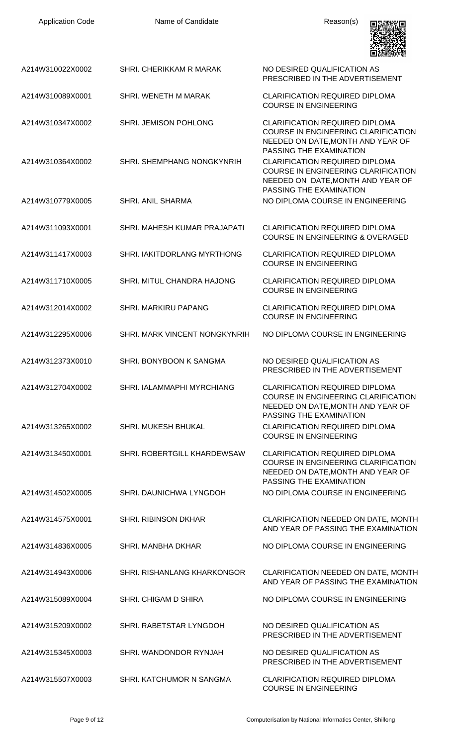| Application Code | Name of Candidate | Reason(s) |
|---|---|---|
| A214W310022X0002 | SHRI. CHERIKKAM R MARAK | NO DESIRED QUALIFICATION AS PRESCRIBED IN THE ADVERTISEMENT |
| A214W310089X0001 | SHRI. WENETH M MARAK | CLARIFICATION REQUIRED DIPLOMA COURSE IN ENGINEERING |
| A214W310347X0002 | SHRI. JEMISON POHLONG | CLARIFICATION REQUIRED DIPLOMA COURSE IN ENGINEERING CLARIFICATION NEEDED ON DATE,MONTH AND YEAR OF PASSING THE EXAMINATION |
| A214W310364X0002 | SHRI. SHEMPHANG NONGKYNRIH | CLARIFICATION REQUIRED DIPLOMA COURSE IN ENGINEERING CLARIFICATION NEEDED ON DATE,MONTH AND YEAR OF PASSING THE EXAMINATION |
| A214W310779X0005 | SHRI. ANIL SHARMA | NO DIPLOMA COURSE IN ENGINEERING |
| A214W311093X0001 | SHRI. MAHESH KUMAR PRAJAPATI | CLARIFICATION REQUIRED DIPLOMA COURSE IN ENGINEERING & OVERAGED |
| A214W311417X0003 | SHRI. IAKITDORLANG MYRTHONG | CLARIFICATION REQUIRED DIPLOMA COURSE IN ENGINEERING |
| A214W311710X0005 | SHRI. MITUL CHANDRA HAJONG | CLARIFICATION REQUIRED DIPLOMA COURSE IN ENGINEERING |
| A214W312014X0002 | SHRI. MARKIRU PAPANG | CLARIFICATION REQUIRED DIPLOMA COURSE IN ENGINEERING |
| A214W312295X0006 | SHRI. MARK VINCENT NONGKYNRIH | NO DIPLOMA COURSE IN ENGINEERING |
| A214W312373X0010 | SHRI. BONYBOON K SANGMA | NO DESIRED QUALIFICATION AS PRESCRIBED IN THE ADVERTISEMENT |
| A214W312704X0002 | SHRI. IALAMMAPHI MYRCHIANG | CLARIFICATION REQUIRED DIPLOMA COURSE IN ENGINEERING CLARIFICATION NEEDED ON DATE,MONTH AND YEAR OF PASSING THE EXAMINATION |
| A214W313265X0002 | SHRI. MUKESH BHUKAL | CLARIFICATION REQUIRED DIPLOMA COURSE IN ENGINEERING |
| A214W313450X0001 | SHRI. ROBERTGILL KHARDEWSAW | CLARIFICATION REQUIRED DIPLOMA COURSE IN ENGINEERING CLARIFICATION NEEDED ON DATE,MONTH AND YEAR OF PASSING THE EXAMINATION |
| A214W314502X0005 | SHRI. DAUNICHWA LYNGDOH | NO DIPLOMA COURSE IN ENGINEERING |
| A214W314575X0001 | SHRI. RIBINSON DKHAR | CLARIFICATION NEEDED ON DATE, MONTH AND YEAR OF PASSING THE EXAMINATION |
| A214W314836X0005 | SHRI. MANBHA DKHAR | NO DIPLOMA COURSE IN ENGINEERING |
| A214W314943X0006 | SHRI. RISHANLANG KHARKONGOR | CLARIFICATION NEEDED ON DATE, MONTH AND YEAR OF PASSING THE EXAMINATION |
| A214W315089X0004 | SHRI. CHIGAM D SHIRA | NO DIPLOMA COURSE IN ENGINEERING |
| A214W315209X0002 | SHRI. RABETSTAR LYNGDOH | NO DESIRED QUALIFICATION AS PRESCRIBED IN THE ADVERTISEMENT |
| A214W315345X0003 | SHRI. WANDONDOR RYNJAH | NO DESIRED QUALIFICATION AS PRESCRIBED IN THE ADVERTISEMENT |
| A214W315507X0003 | SHRI. KATCHUMOR N SANGMA | CLARIFICATION REQUIRED DIPLOMA COURSE IN ENGINEERING |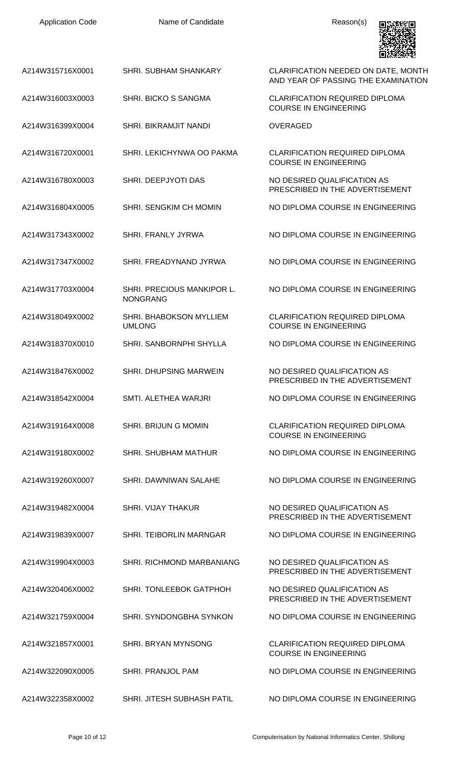| Application Code | Name of Candidate | Reason(s) |
| --- | --- | --- |
| A214W315716X0001 | SHRI. SUBHAM SHANKARY | CLARIFICATION NEEDED ON DATE, MONTH AND YEAR OF PASSING THE EXAMINATION |
| A214W316003X0003 | SHRI. BICKO S SANGMA | CLARIFICATION REQUIRED DIPLOMA COURSE IN ENGINEERING |
| A214W316399X0004 | SHRI. BIKRAMJIT NANDI | OVERAGED |
| A214W316720X0001 | SHRI. LEKICHYNWA OO PAKMA | CLARIFICATION REQUIRED DIPLOMA COURSE IN ENGINEERING |
| A214W316780X0003 | SHRI. DEEPJYOTI DAS | NO DESIRED QUALIFICATION AS PRESCRIBED IN THE ADVERTISEMENT |
| A214W316804X0005 | SHRI. SENGKIM CH MOMIN | NO DIPLOMA COURSE IN ENGINEERING |
| A214W317343X0002 | SHRI. FRANLY JYRWA | NO DIPLOMA COURSE IN ENGINEERING |
| A214W317347X0002 | SHRI. FREADYNAND JYRWA | NO DIPLOMA COURSE IN ENGINEERING |
| A214W317703X0004 | SHRI. PRECIOUS MANKIPOR L. NONGRANG | NO DIPLOMA COURSE IN ENGINEERING |
| A214W318049X0002 | SHRI. BHABOKSON MYLLIEM UMLONG | CLARIFICATION REQUIRED DIPLOMA COURSE IN ENGINEERING |
| A214W318370X0010 | SHRI. SANBORNPHI SHYLLA | NO DIPLOMA COURSE IN ENGINEERING |
| A214W318476X0002 | SHRI. DHUPSING MARWEIN | NO DESIRED QUALIFICATION AS PRESCRIBED IN THE ADVERTISEMENT |
| A214W318542X0004 | SMTI. ALETHEA WARJRI | NO DIPLOMA COURSE IN ENGINEERING |
| A214W319164X0008 | SHRI. BRIJUN G MOMIN | CLARIFICATION REQUIRED DIPLOMA COURSE IN ENGINEERING |
| A214W319180X0002 | SHRI. SHUBHAM MATHUR | NO DIPLOMA COURSE IN ENGINEERING |
| A214W319260X0007 | SHRI. DAWNIWAN SALAHE | NO DIPLOMA COURSE IN ENGINEERING |
| A214W319482X0004 | SHRI. VIJAY THAKUR | NO DESIRED QUALIFICATION AS PRESCRIBED IN THE ADVERTISEMENT |
| A214W319839X0007 | SHRI. TEIBORLIN MARNGAR | NO DIPLOMA COURSE IN ENGINEERING |
| A214W319904X0003 | SHRI. RICHMOND MARBANIANG | NO DESIRED QUALIFICATION AS PRESCRIBED IN THE ADVERTISEMENT |
| A214W320406X0002 | SHRI. TONLEEBOK GATPHOH | NO DESIRED QUALIFICATION AS PRESCRIBED IN THE ADVERTISEMENT |
| A214W321759X0004 | SHRI. SYNDONGBHA SYNKON | NO DIPLOMA COURSE IN ENGINEERING |
| A214W321857X0001 | SHRI. BRYAN MYNSONG | CLARIFICATION REQUIRED DIPLOMA COURSE IN ENGINEERING |
| A214W322090X0005 | SHRI. PRANJOL PAM | NO DIPLOMA COURSE IN ENGINEERING |
| A214W322358X0002 | SHRI. JITESH SUBHASH PATIL | NO DIPLOMA COURSE IN ENGINEERING |

Computerisation by National Informatics Center, Shillong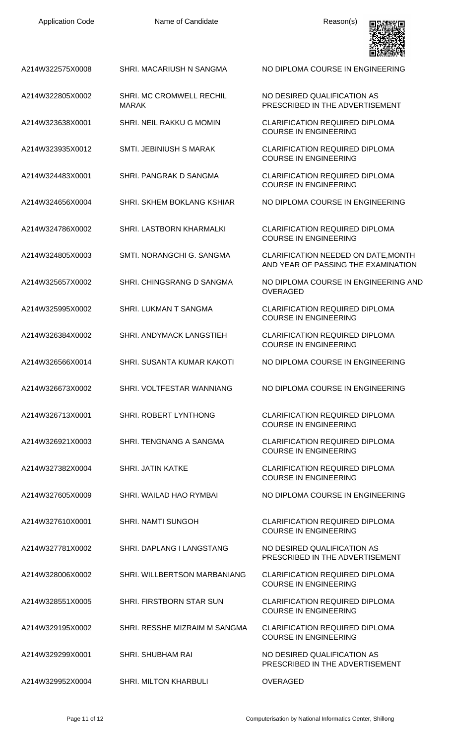| Application Code | Name of Candidate | Reason(s) |
|---|---|---|
| A214W322575X0008 | SHRI. MACARIUSH N SANGMA | NO DIPLOMA COURSE IN ENGINEERING |
| A214W322805X0002 | SHRI. MC CROMWELL RECHIL MARAK | NO DESIRED QUALIFICATION AS PRESCRIBED IN THE ADVERTISEMENT |
| A214W323638X0001 | SHRI. NEIL RAKKU G MOMIN | CLARIFICATION REQUIRED DIPLOMA COURSE IN ENGINEERING |
| A214W323935X0012 | SMTI. JEBINIUSH S MARAK | CLARIFICATION REQUIRED DIPLOMA COURSE IN ENGINEERING |
| A214W324483X0001 | SHRI. PANGRAK D SANGMA | CLARIFICATION REQUIRED DIPLOMA COURSE IN ENGINEERING |
| A214W324656X0004 | SHRI. SKHEM BOKLANG KSHIAR | NO DIPLOMA COURSE IN ENGINEERING |
| A214W324786X0002 | SHRI. LASTBORN KHARMALKI | CLARIFICATION REQUIRED DIPLOMA COURSE IN ENGINEERING |
| A214W324805X0003 | SMTI. NORANGCHI G. SANGMA | CLARIFICATION NEEDED ON DATE,MONTH AND YEAR OF PASSING THE EXAMINATION |
| A214W325657X0002 | SHRI. CHINGSRANG D SANGMA | NO DIPLOMA COURSE IN ENGINEERING AND OVERAGED |
| A214W325995X0002 | SHRI. LUKMAN T SANGMA | CLARIFICATION REQUIRED DIPLOMA COURSE IN ENGINEERING |
| A214W326384X0002 | SHRI. ANDYMACK LANGSTIEH | CLARIFICATION REQUIRED DIPLOMA COURSE IN ENGINEERING |
| A214W326566X0014 | SHRI. SUSANTA KUMAR KAKOTI | NO DIPLOMA COURSE IN ENGINEERING |
| A214W326673X0002 | SHRI. VOLTFESTAR WANNIANG | NO DIPLOMA COURSE IN ENGINEERING |
| A214W326713X0001 | SHRI. ROBERT LYNTHONG | CLARIFICATION REQUIRED DIPLOMA COURSE IN ENGINEERING |
| A214W326921X0003 | SHRI. TENGNANG A SANGMA | CLARIFICATION REQUIRED DIPLOMA COURSE IN ENGINEERING |
| A214W327382X0004 | SHRI. JATIN KATKE | CLARIFICATION REQUIRED DIPLOMA COURSE IN ENGINEERING |
| A214W327605X0009 | SHRI. WAILAD HAO RYMBAI | NO DIPLOMA COURSE IN ENGINEERING |
| A214W327610X0001 | SHRI. NAMTI SUNGOH | CLARIFICATION REQUIRED DIPLOMA COURSE IN ENGINEERING |
| A214W327781X0002 | SHRI. DAPLANG I LANGSTANG | NO DESIRED QUALIFICATION AS PRESCRIBED IN THE ADVERTISEMENT |
| A214W328006X0002 | SHRI. WILLBERTSON MARBANIANG | CLARIFICATION REQUIRED DIPLOMA COURSE IN ENGINEERING |
| A214W328551X0005 | SHRI. FIRSTBORN STAR SUN | CLARIFICATION REQUIRED DIPLOMA COURSE IN ENGINEERING |
| A214W329195X0002 | SHRI. RESSHE MIZRAIM M SANGMA | CLARIFICATION REQUIRED DIPLOMA COURSE IN ENGINEERING |
| A214W329299X0001 | SHRI. SHUBHAM RAI | NO DESIRED QUALIFICATION AS PRESCRIBED IN THE ADVERTISEMENT |
| A214W329952X0004 | SHRI. MILTON KHARBULI | OVERAGED |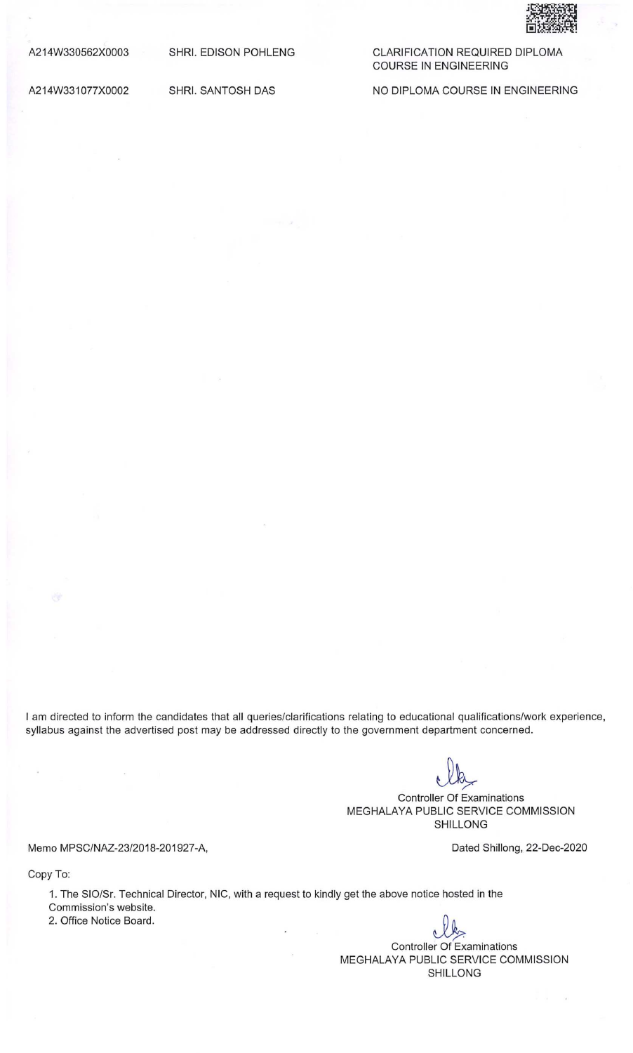| | | |
|---|---|---|
| A214W330562X0003 | SHRI. EDISON POHLENG | CLARIFICATION REQUIRED DIPLOMA COURSE IN ENGINEERING |
| A214W331077X0002 | SHRI. SANTOSH DAS | NO DIPLOMA COURSE IN ENGINEERING |

I am directed to inform the candidates that all queries/clarifications relating to educational qualifications/work experience, syllabus against the advertised post may be addressed directly to the government department concerned.

Controller Of Examinations
MEGHALAYA PUBLIC SERVICE COMMISSION
SHILLONG

Memo MPSC/NAZ-23/2018-201927-A,

Dated Shillong, 22-Dec-2020

Copy To:

1. The SIO/Sr. Technical Director, NIC, with a request to kindly get the above notice hosted in the Commission's website.
2. Office Notice Board.

Controller Of Examinations
MEGHALAYA PUBLIC SERVICE COMMISSION
SHILLONG